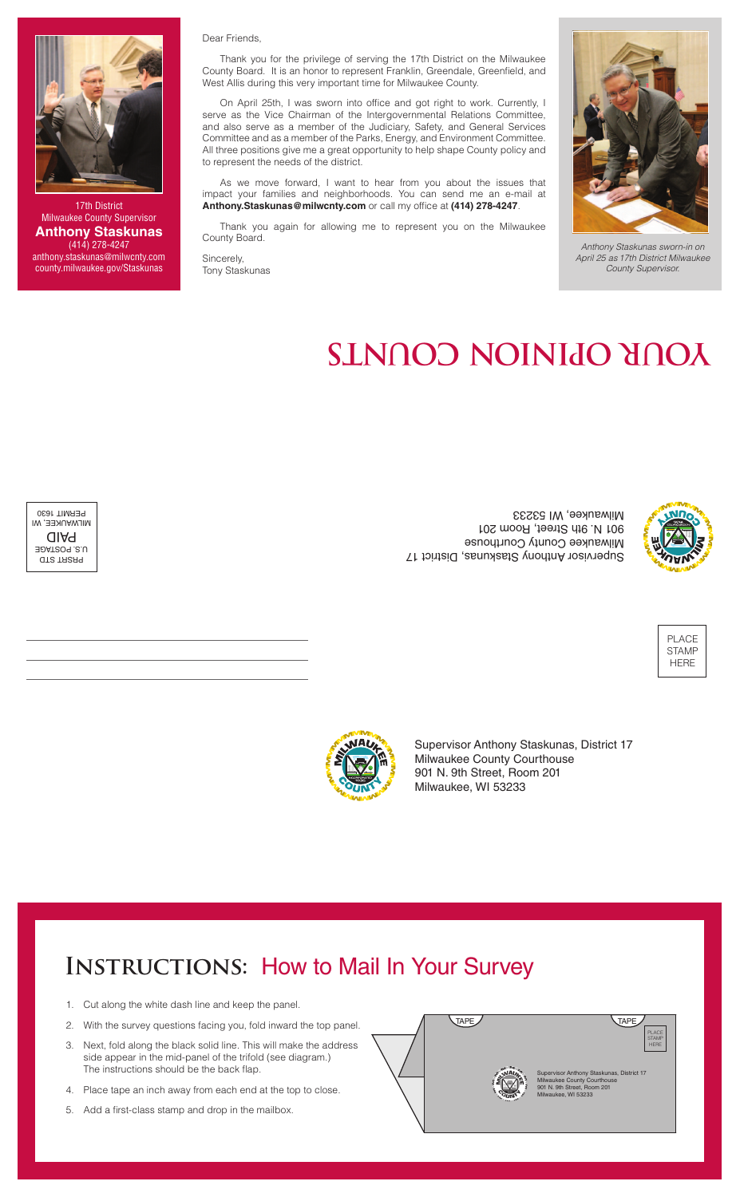17th District
Milwaukee County Supervisor
**Anthony Staskunas**
(414) 278-4247
anthony.staskunas@milwcnty.com
county.milwaukee.gov/Staskunas

Dear Friends,

Thank you for the privilege of serving the 17th District on the Milwaukee County Board. It is an honor to represent Franklin, Greendale, Greenfield, and West Allis during this very important time for Milwaukee County.

On April 25th, I was sworn into office and got right to work. Currently, I serve as the Vice Chairman of the Intergovernmental Relations Committee, and also serve as a member of the Judiciary, Safety, and General Services Committee and as a member of the Parks, Energy, and Environment Committee. All three positions give me a great opportunity to help shape County policy and to represent the needs of the district.

As we move forward, I want to hear from you about the issues that impact your families and neighborhoods. You can send me an e-mail at **Anthony.Staskunas@milwcnty.com** or call my office at **(414) 278-4247**.

Thank you again for allowing me to represent you on the Milwaukee County Board.

Sincerely,
Tony Staskunas

*Anthony Staskunas sworn-in on April 25 as 17th District Milwaukee County Supervisor.*

# YOUR OPINION COUNTS

PRSRT STD
U.S. POSTAGE
PAID
MILWAUKEE, WI
PERMIT 1630

Supervisor Anthony Staskunas, District 17
Milwaukee County Courthouse
901 N. 9th Street, Room 201
Milwaukee, WI 53233

PLACE
STAMP
HERE

Supervisor Anthony Staskunas, District 17
Milwaukee County Courthouse
901 N. 9th Street, Room 201
Milwaukee, WI 53233

## INSTRUCTIONS: How to Mail In Your Survey

1. Cut along the white dash line and keep the panel.
2. With the survey questions facing you, fold inward the top panel.
3. Next, fold along the black solid line. This will make the address side appear in the mid-panel of the trifold (see diagram.) The instructions should be the back flap.
4. Place tape an inch away from each end at the top to close.
5. Add a first-class stamp and drop in the mailbox.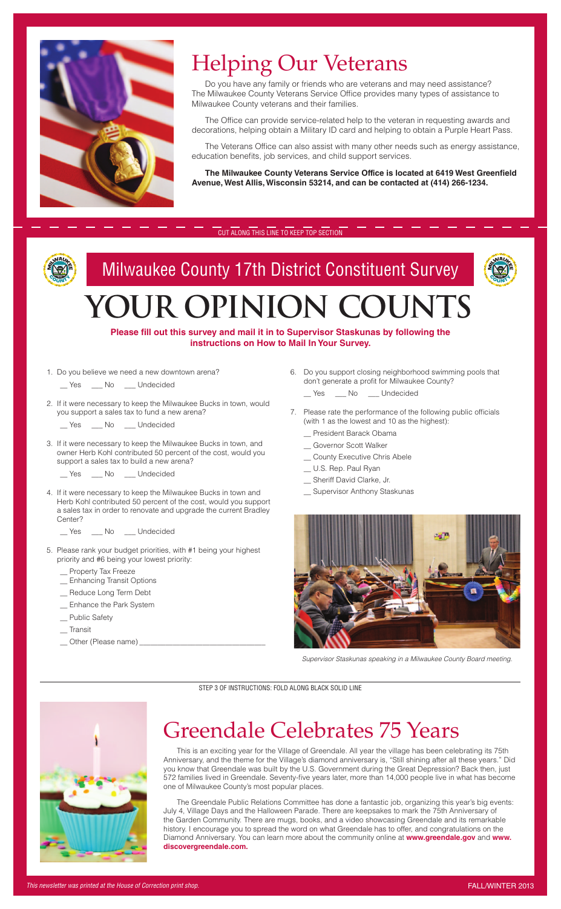# Helping Our Veterans

Do you have any family or friends who are veterans and may need assistance? The Milwaukee County Veterans Service Office provides many types of assistance to Milwaukee County veterans and their families.

The Office can provide service-related help to the veteran in requesting awards and decorations, helping obtain a Military ID card and helping to obtain a Purple Heart Pass.

The Veterans Office can also assist with many other needs such as energy assistance, education benefits, job services, and child support services.

**The Milwaukee County Veterans Service Office is located at 6419 West Greenfield Avenue, West Allis, Wisconsin 53214, and can be contacted at (414) 266-1234.**

CUT ALONG THIS LINE TO KEEP TOP SECTION

## Milwaukee County 17th District Constituent Survey

# YOUR OPINION COUNTS

**Please fill out this survey and mail it in to Supervisor Staskunas by following the instructions on How to Mail In Your Survey.**

1. Do you believe we need a new downtown arena?

   __ Yes ___ No ___ Undecided

2. If it were necessary to keep the Milwaukee Bucks in town, would you support a sales tax to fund a new arena?

   __ Yes ___ No ___ Undecided

3. If it were necessary to keep the Milwaukee Bucks in town, and owner Herb Kohl contributed 50 percent of the cost, would you support a sales tax to build a new arena?

   __ Yes ___ No ___ Undecided

4. If it were necessary to keep the Milwaukee Bucks in town and Herb Kohl contributed 50 percent of the cost, would you support a sales tax in order to renovate and upgrade the current Bradley Center?

   __ Yes ___ No ___ Undecided

5. Please rank your budget priorities, with #1 being your highest priority and #6 being your lowest priority:

   __ Property Tax Freeze
   __ Enhancing Transit Options
   __ Reduce Long Term Debt
   __ Enhance the Park System
   __ Public Safety
   __ Transit
   __ Other (Please name) ______________________________

6. Do you support closing neighborhood swimming pools that don't generate a profit for Milwaukee County?

   __ Yes ___ No ___ Undecided

7. Please rate the performance of the following public officials (with 1 as the lowest and 10 as the highest):

   __ President Barack Obama
   __ Governor Scott Walker
   __ County Executive Chris Abele
   __ U.S. Rep. Paul Ryan
   __ Sheriff David Clarke, Jr.
   __ Supervisor Anthony Staskunas

*Supervisor Staskunas speaking in a Milwaukee County Board meeting.*

STEP 3 OF INSTRUCTIONS: FOLD ALONG BLACK SOLID LINE

# Greendale Celebrates 75 Years

This is an exciting year for the Village of Greendale. All year the village has been celebrating its 75th Anniversary, and the theme for the Village's diamond anniversary is, "Still shining after all these years." Did you know that Greendale was built by the U.S. Government during the Great Depression? Back then, just 572 families lived in Greendale. Seventy-five years later, more than 14,000 people live in what has become one of Milwaukee County's most popular places.

The Greendale Public Relations Committee has done a fantastic job, organizing this year's big events: July 4, Village Days and the Halloween Parade. There are keepsakes to mark the 75th Anniversary of the Garden Community. There are mugs, books, and a video showcasing Greendale and its remarkable history. I encourage you to spread the word on what Greendale has to offer, and congratulations on the Diamond Anniversary. You can learn more about the community online at **www.greendale.gov** and **www.discovergreendale.com.**

*This newsletter was printed at the House of Correction print shop.*

FALL/WINTER 2013